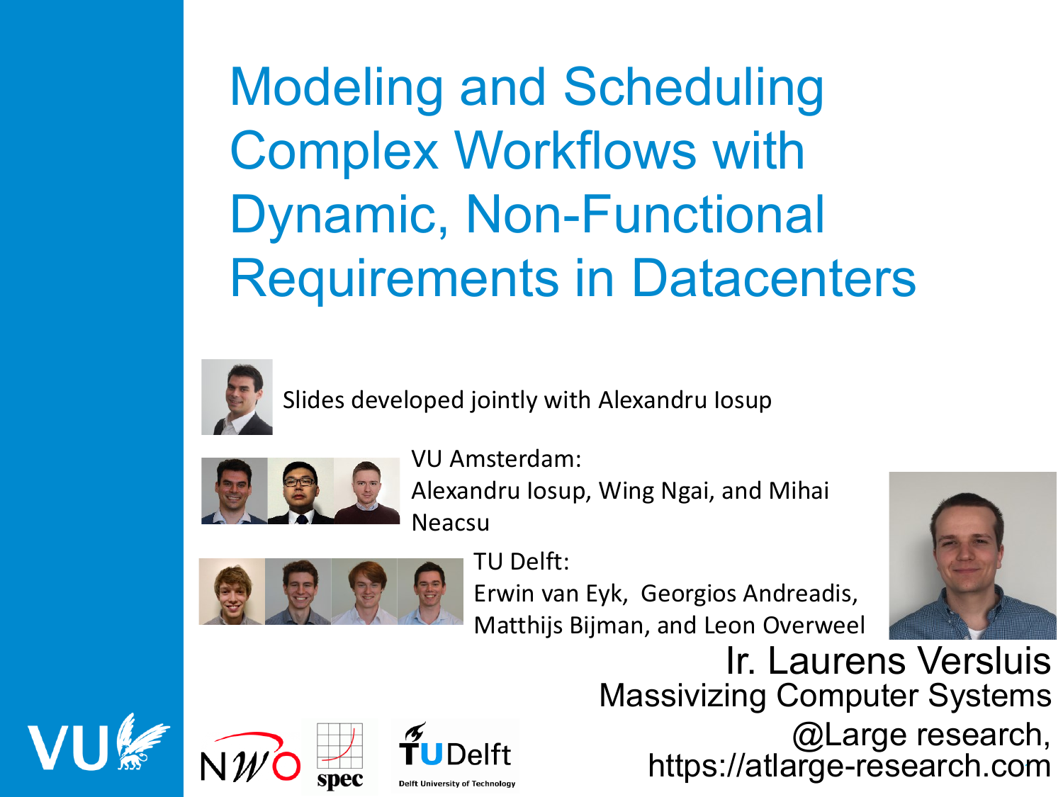# Modeling and Scheduling Complex Workflows with Dynamic, Non-Functional Requirements in Datacenters

Slides developed jointly with Alexandru Iosup

VU Amsterdam:
Alexandru Iosup, Wing Ngai, and Mihai Neacsu

TU Delft:
Erwin van Eyk, Georgios Andreadis, Matthijs Bijman, and Leon Overweel

Ir. Laurens Versluis
Massivizing Computer Systems
@Large research,
https://atlarge-research.com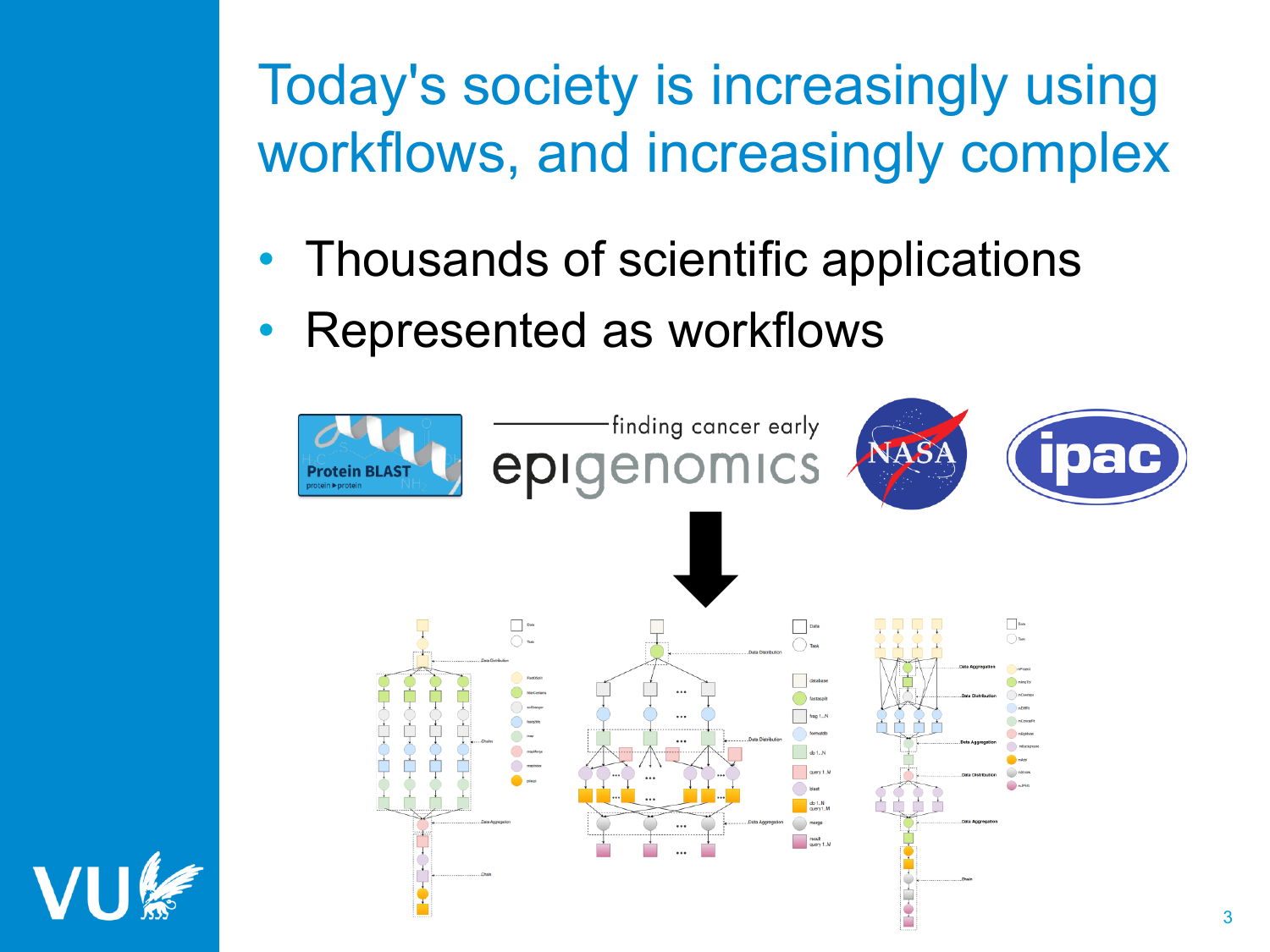# Today's society is increasingly using workflows, and increasingly complex

- Thousands of scientific applications
- Represented as workflows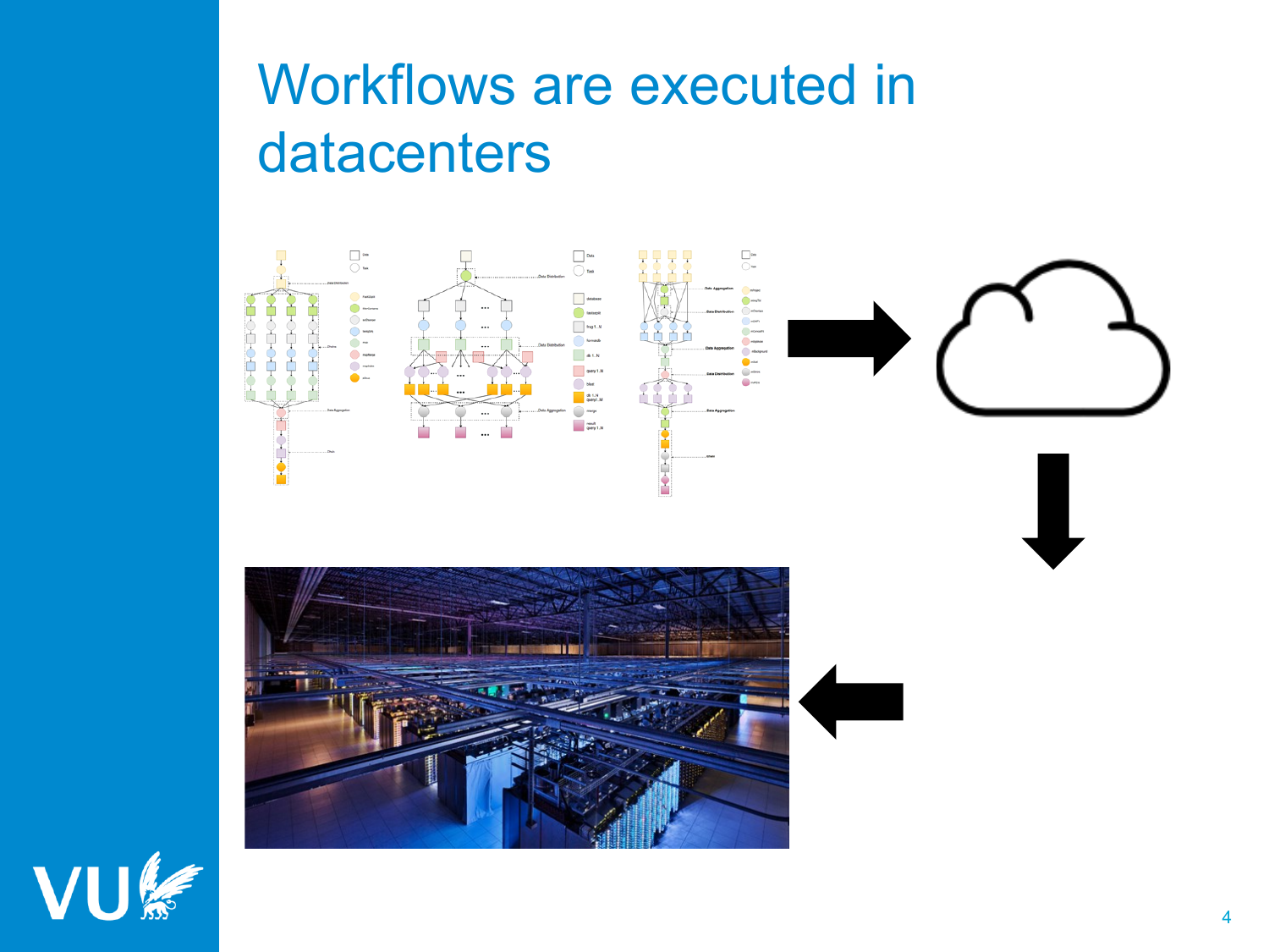# Workflows are executed in datacenters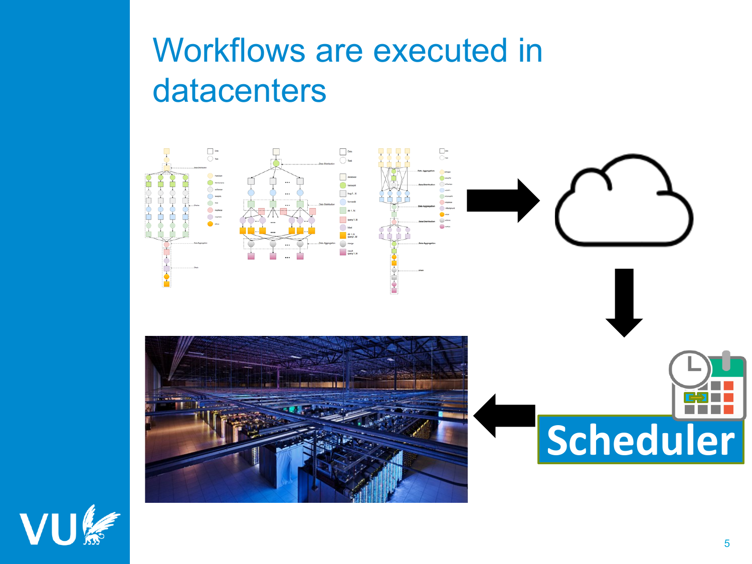# Workflows are executed in datacenters

Scheduler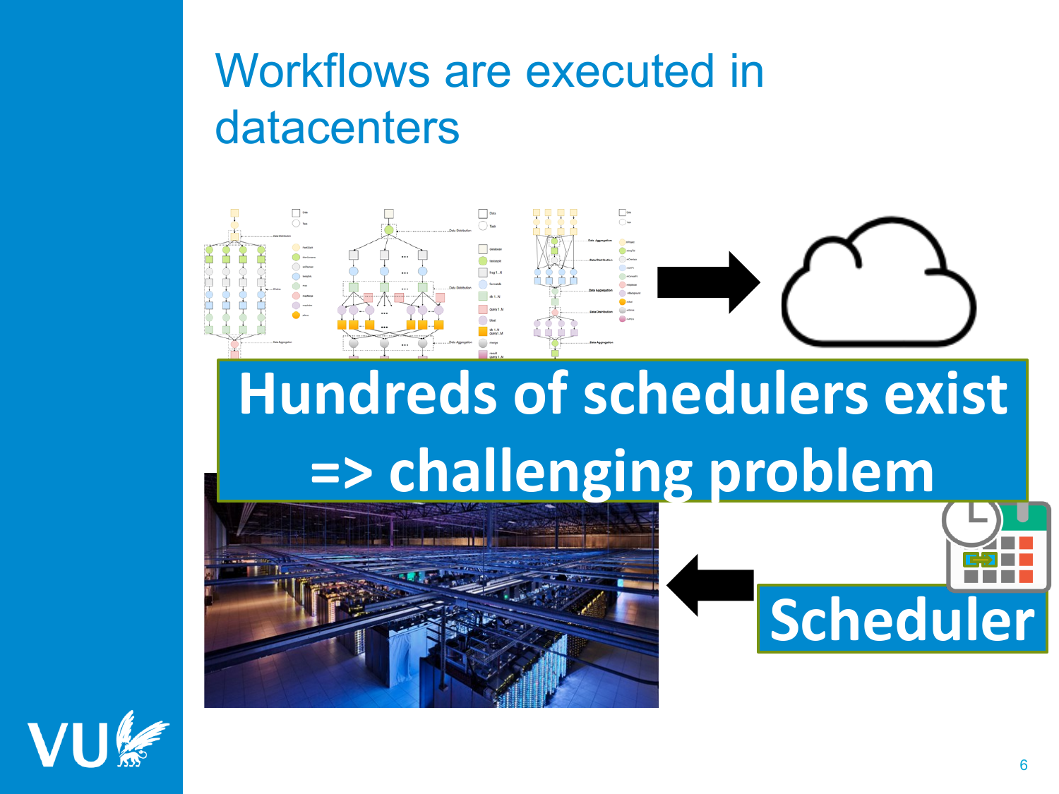# Workflows are executed in datacenters

**Hundreds of schedulers exist => challenging problem**

**Scheduler**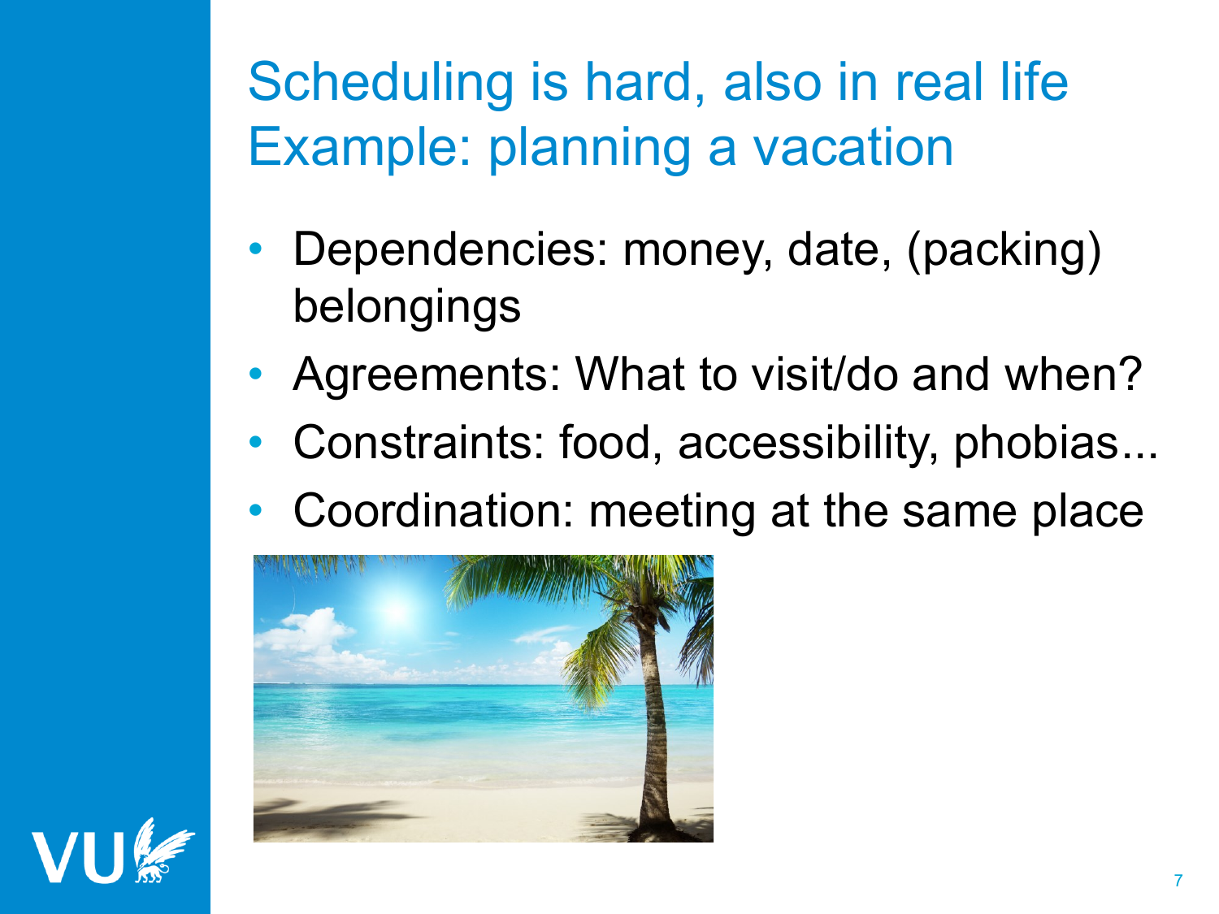# Scheduling is hard, also in real life
Example: planning a vacation

- Dependencies: money, date, (packing) belongings
- Agreements: What to visit/do and when?
- Constraints: food, accessibility, phobias...
- Coordination: meeting at the same place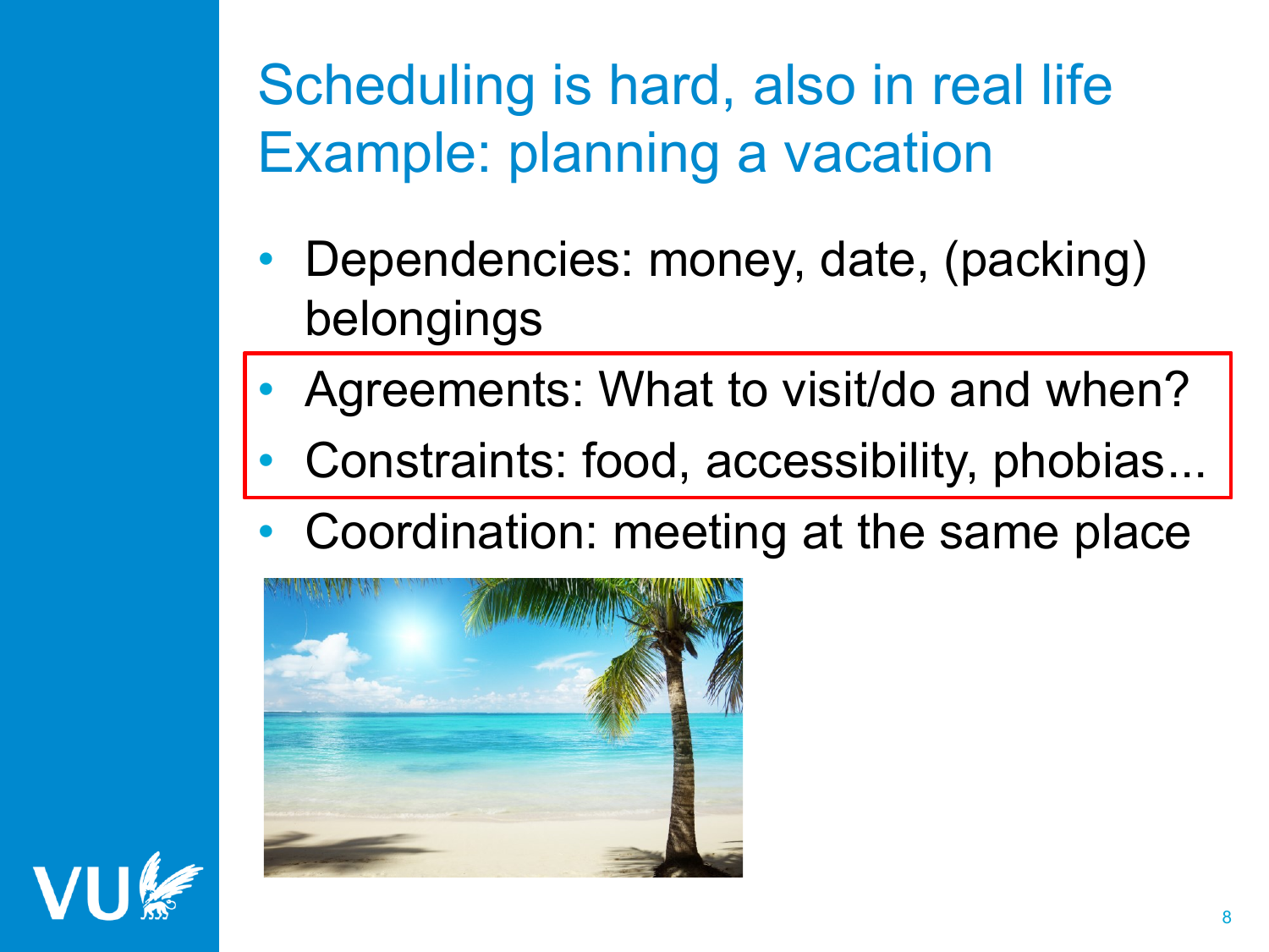# Scheduling is hard, also in real life
# Example: planning a vacation

- Dependencies: money, date, (packing) belongings
- Agreements: What to visit/do and when?
- Constraints: food, accessibility, phobias...
- Coordination: meeting at the same place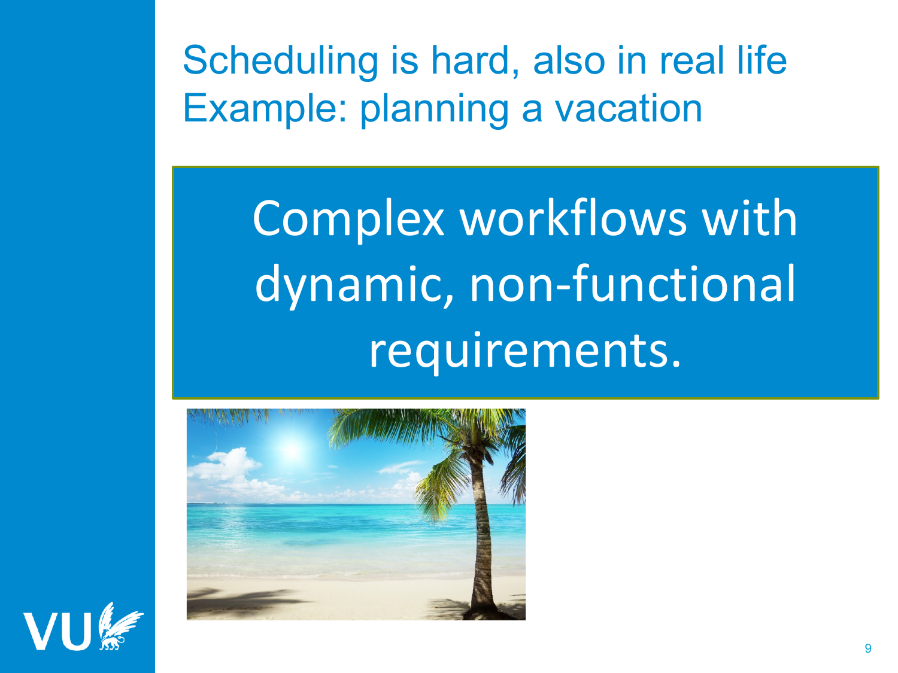# Scheduling is hard, also in real life
Example: planning a vacation

Complex workflows with dynamic, non-functional requirements.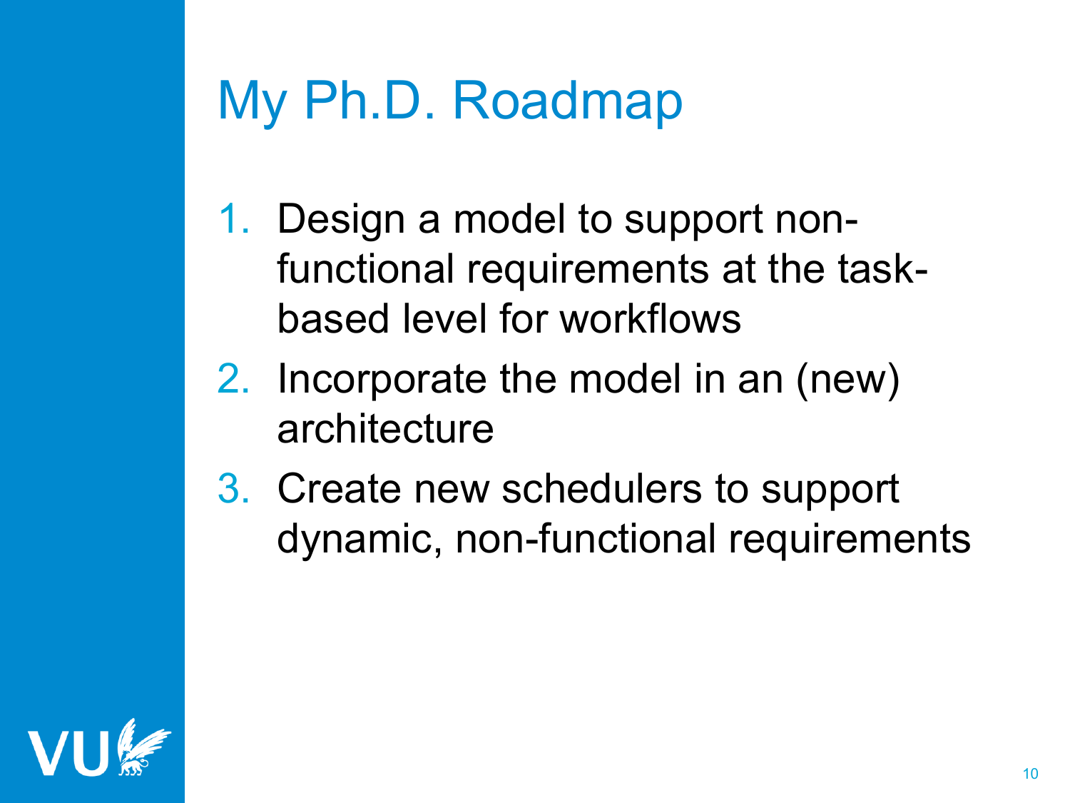# My Ph.D. Roadmap

1. Design a model to support non-functional requirements at the task-based level for workflows
2. Incorporate the model in an (new) architecture
3. Create new schedulers to support dynamic, non-functional requirements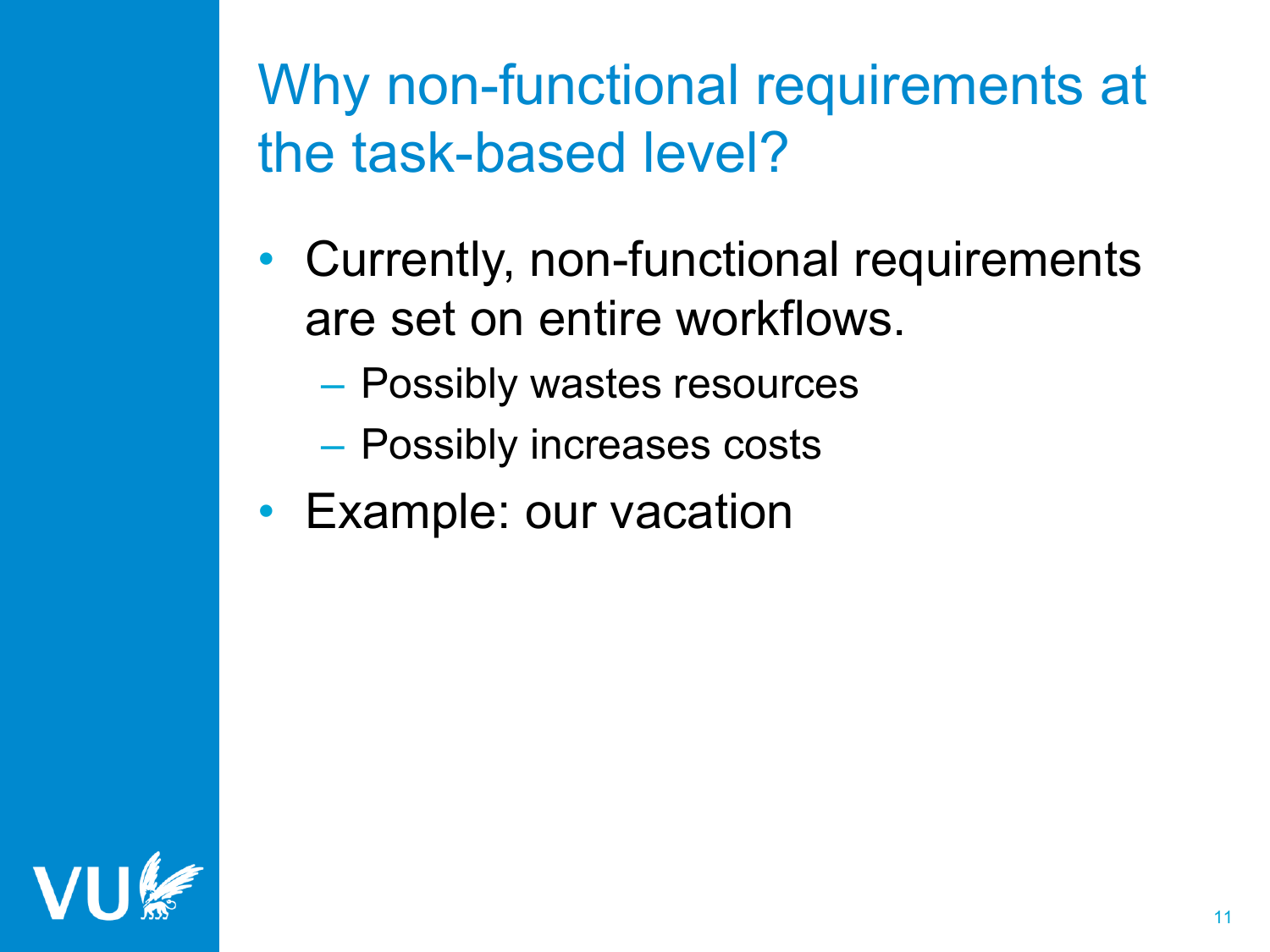# Why non-functional requirements at the task-based level?

- Currently, non-functional requirements are set on entire workflows.
  - Possibly wastes resources
  - Possibly increases costs
- Example: our vacation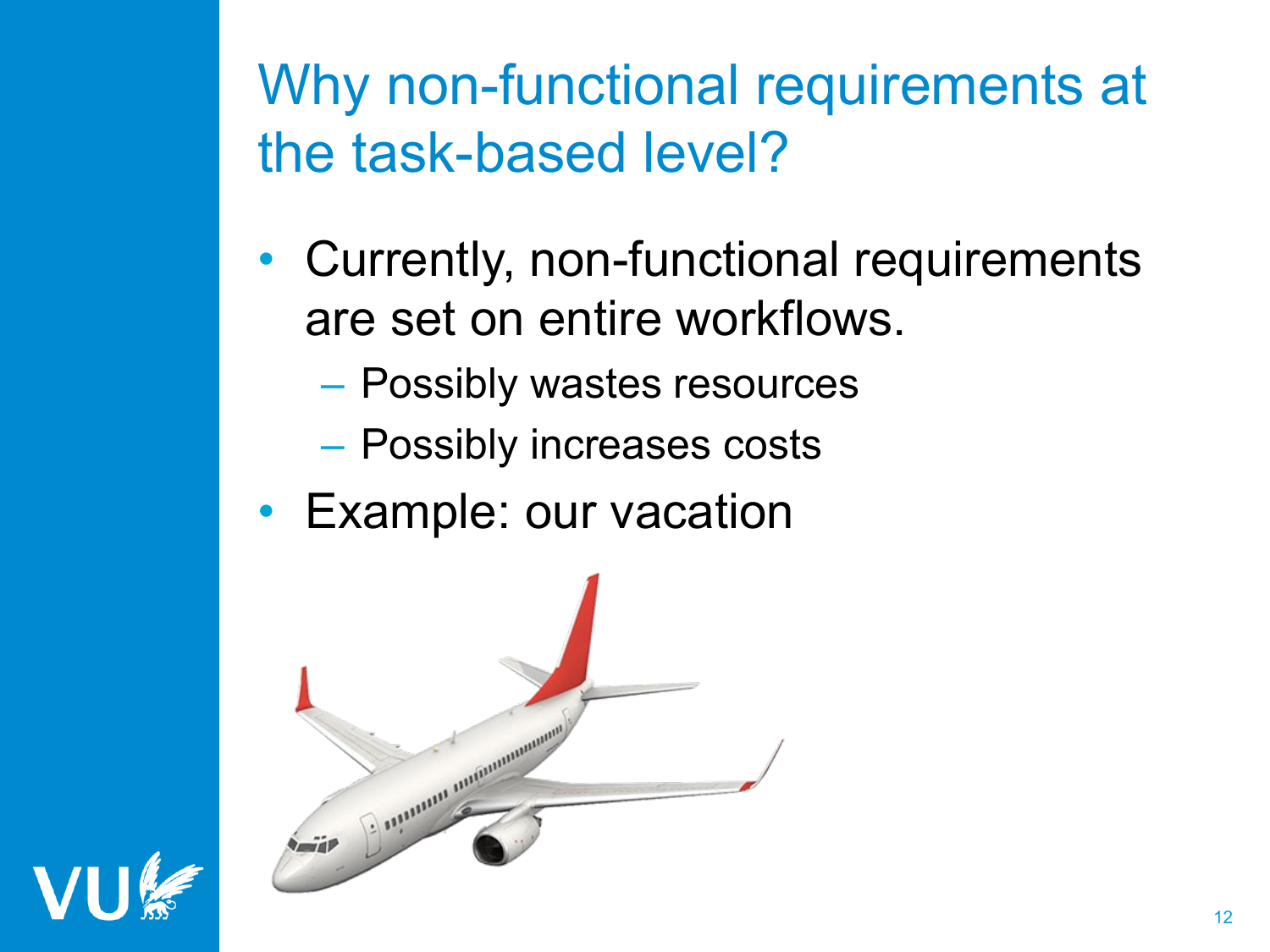# Why non-functional requirements at the task-based level?

- Currently, non-functional requirements are set on entire workflows.
  - Possibly wastes resources
  - Possibly increases costs
- Example: our vacation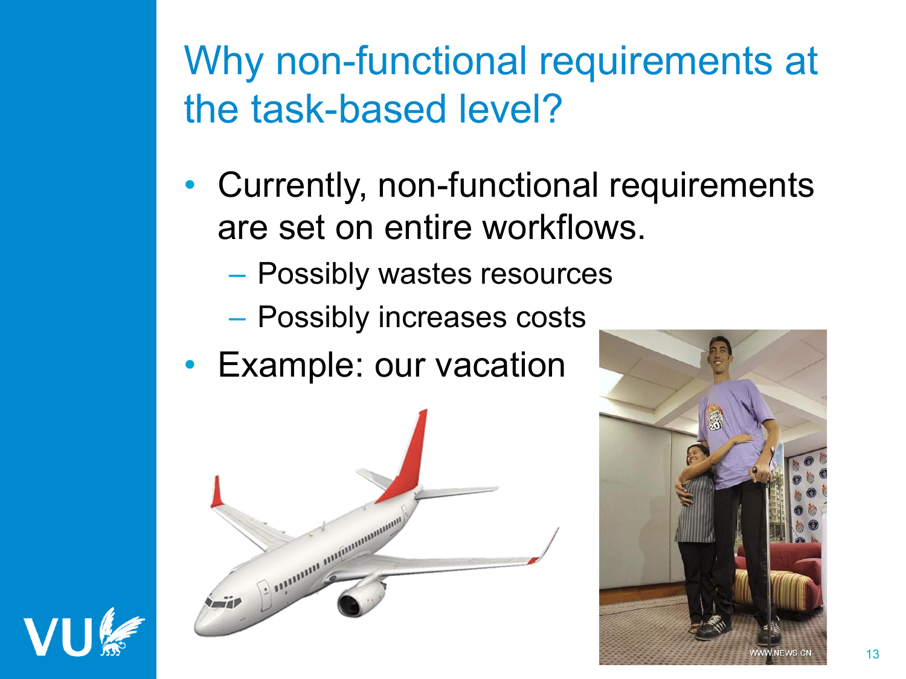# Why non-functional requirements at the task-based level?

- Currently, non-functional requirements are set on entire workflows.
  - Possibly wastes resources
  - Possibly increases costs
- Example: our vacation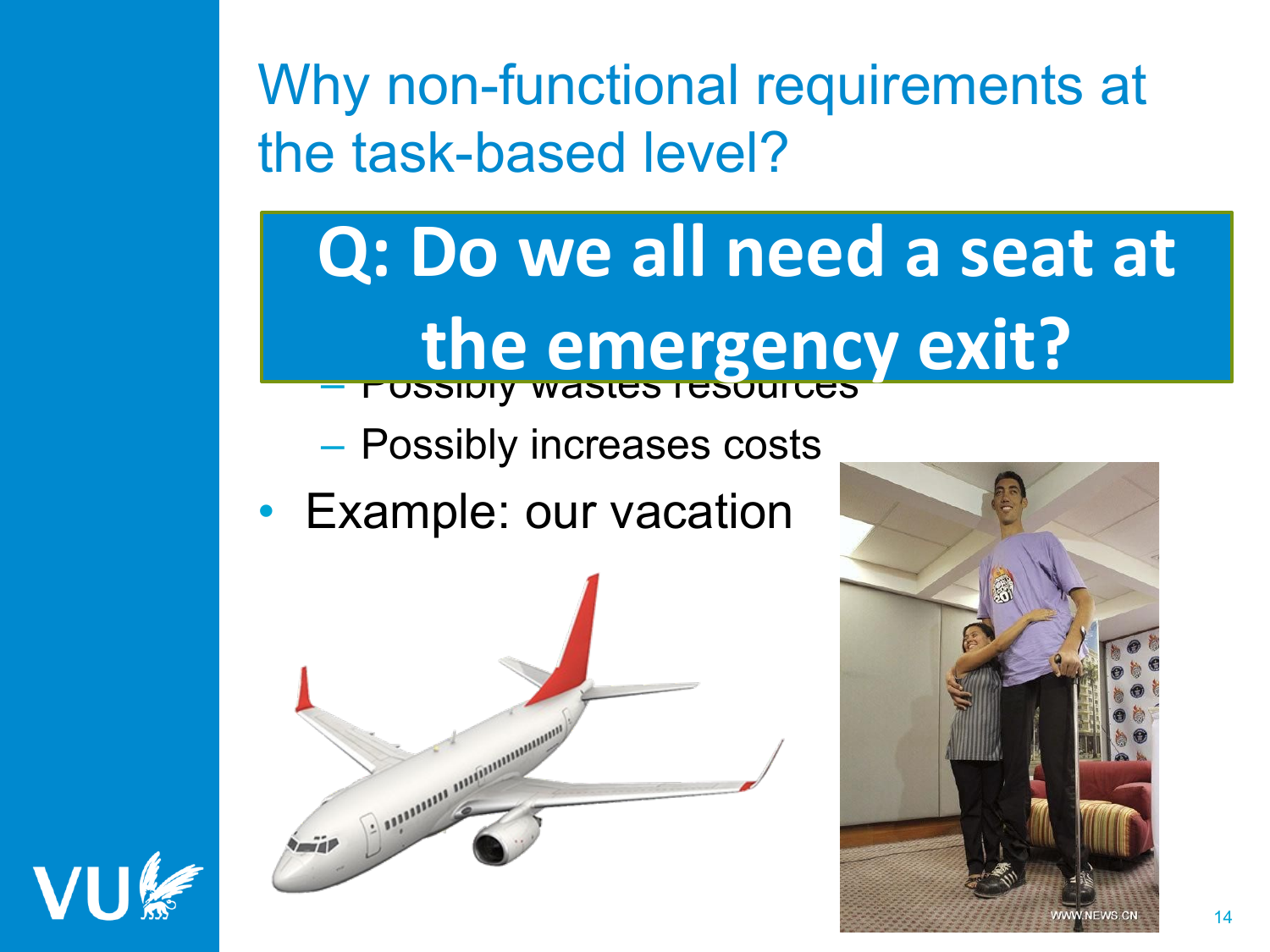# Why non-functional requirements at the task-based level?

**Q: Do we all need a seat at the emergency exit?**

- Possibly wastes resources
- Possibly increases costs

- Example: our vacation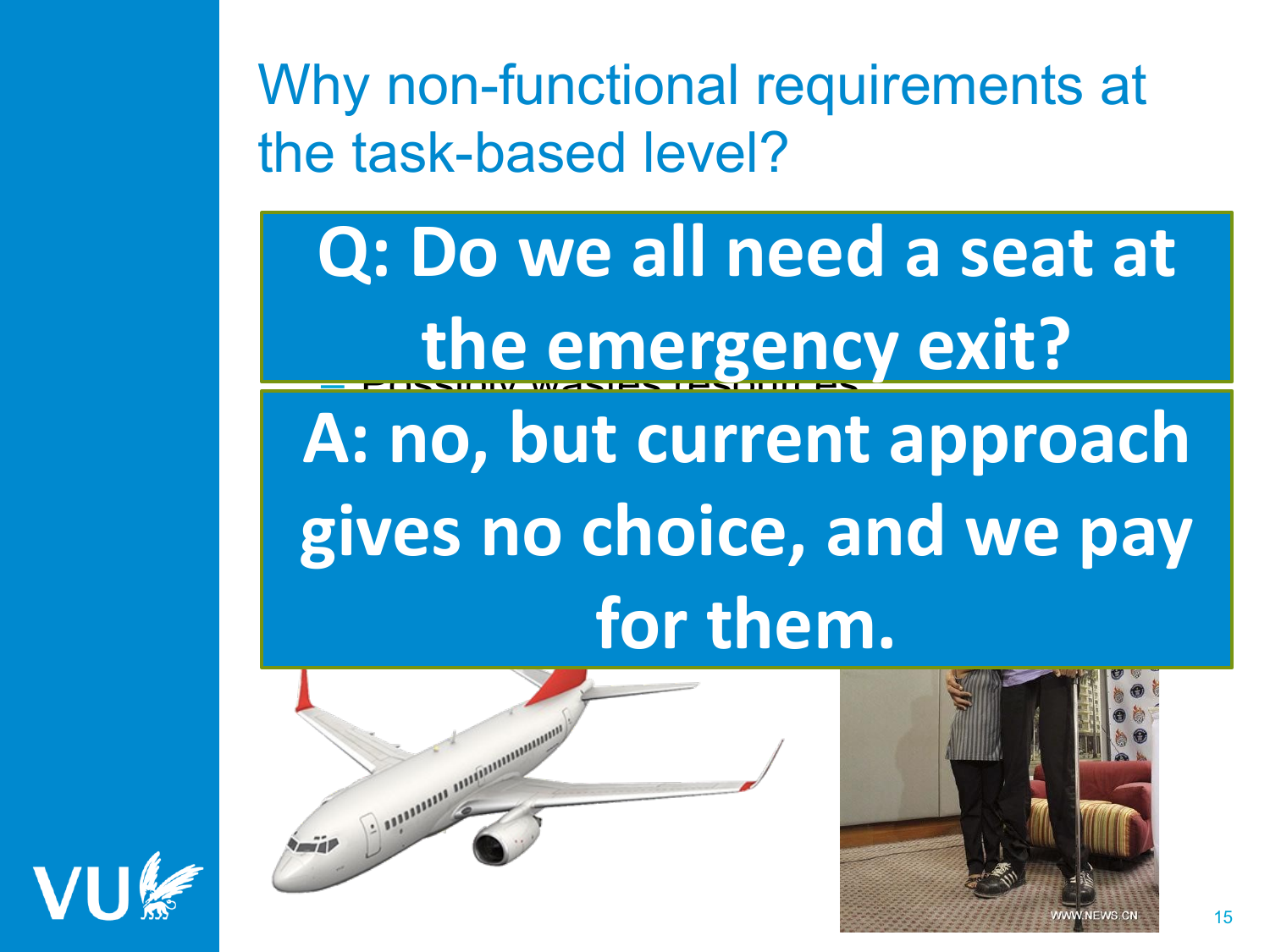# Why non-functional requirements at the task-based level?

**Q: Do we all need a seat at the emergency exit?**

**A: no, but current approach gives no choice, and we pay for them.**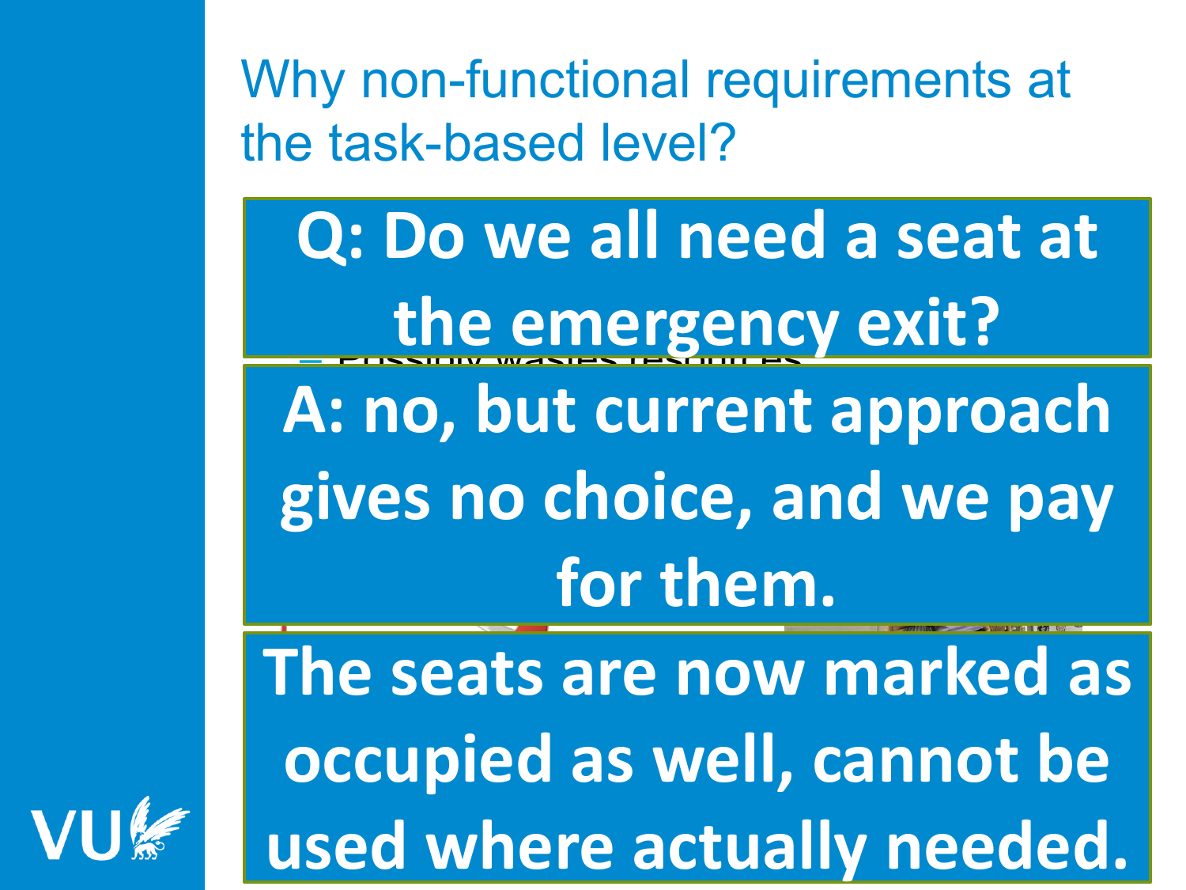# Why non-functional requirements at the task-based level?

**Q: Do we all need a seat at the emergency exit?**

**A: no, but current approach gives no choice, and we pay for them.**

**The seats are now marked as occupied as well, cannot be used where actually needed.**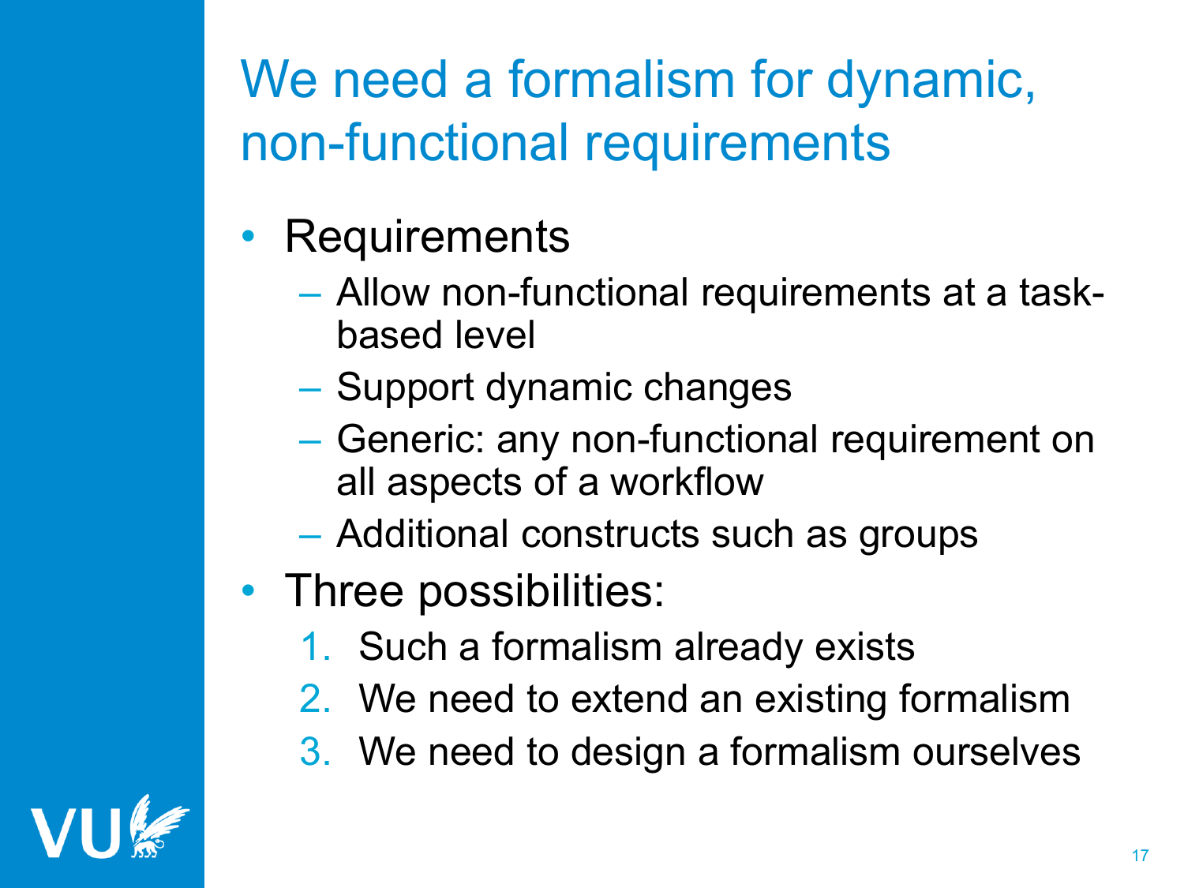# We need a formalism for dynamic, non-functional requirements

- Requirements
  - Allow non-functional requirements at a task-based level
  - Support dynamic changes
  - Generic: any non-functional requirement on all aspects of a workflow
  - Additional constructs such as groups
- Three possibilities:
  1. Such a formalism already exists
  2. We need to extend an existing formalism
  3. We need to design a formalism ourselves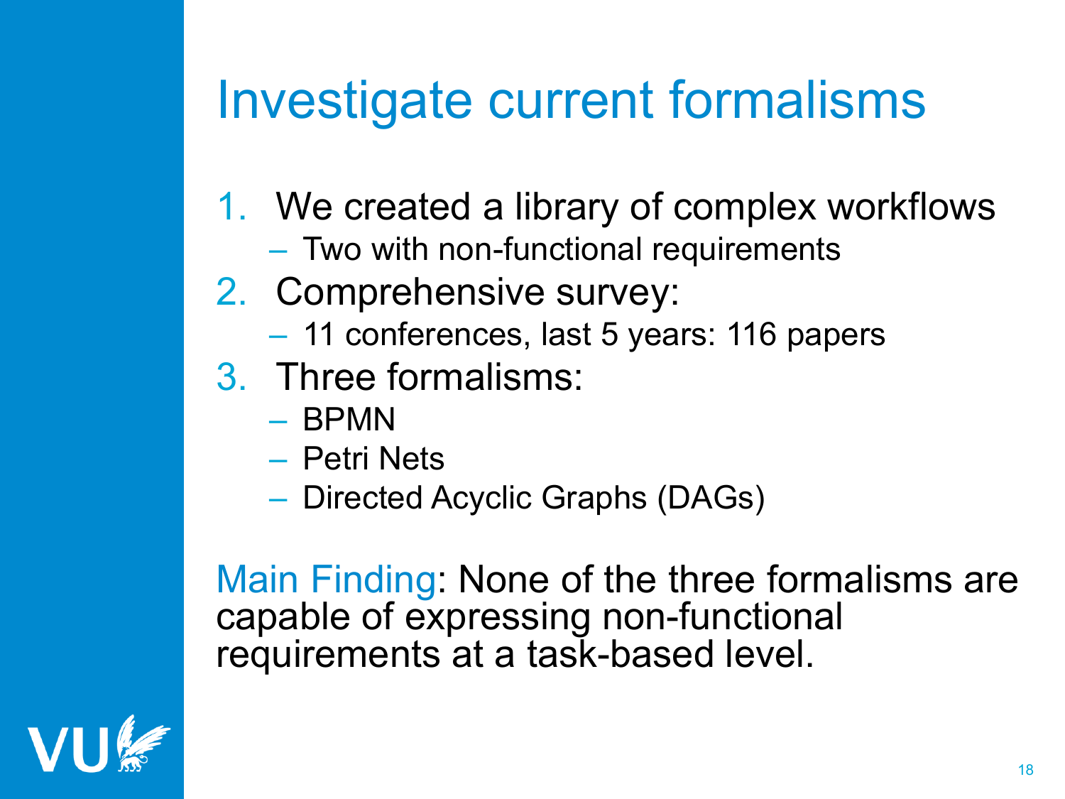# Investigate current formalisms

1. We created a library of complex workflows
   - Two with non-functional requirements
2. Comprehensive survey:
   - 11 conferences, last 5 years: 116 papers
3. Three formalisms:
   - BPMN
   - Petri Nets
   - Directed Acyclic Graphs (DAGs)

Main Finding: None of the three formalisms are capable of expressing non-functional requirements at a task-based level.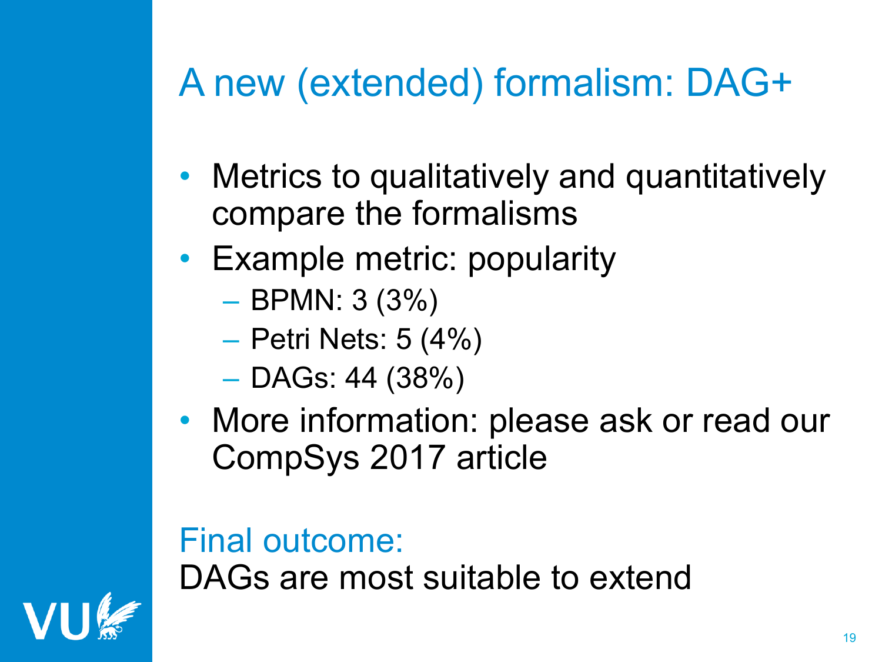# A new (extended) formalism: DAG+

- Metrics to qualitatively and quantitatively compare the formalisms
- Example metric: popularity
  - BPMN: 3 (3%)
  - Petri Nets: 5 (4%)
  - DAGs: 44 (38%)
- More information: please ask or read our CompSys 2017 article

## Final outcome:

DAGs are most suitable to extend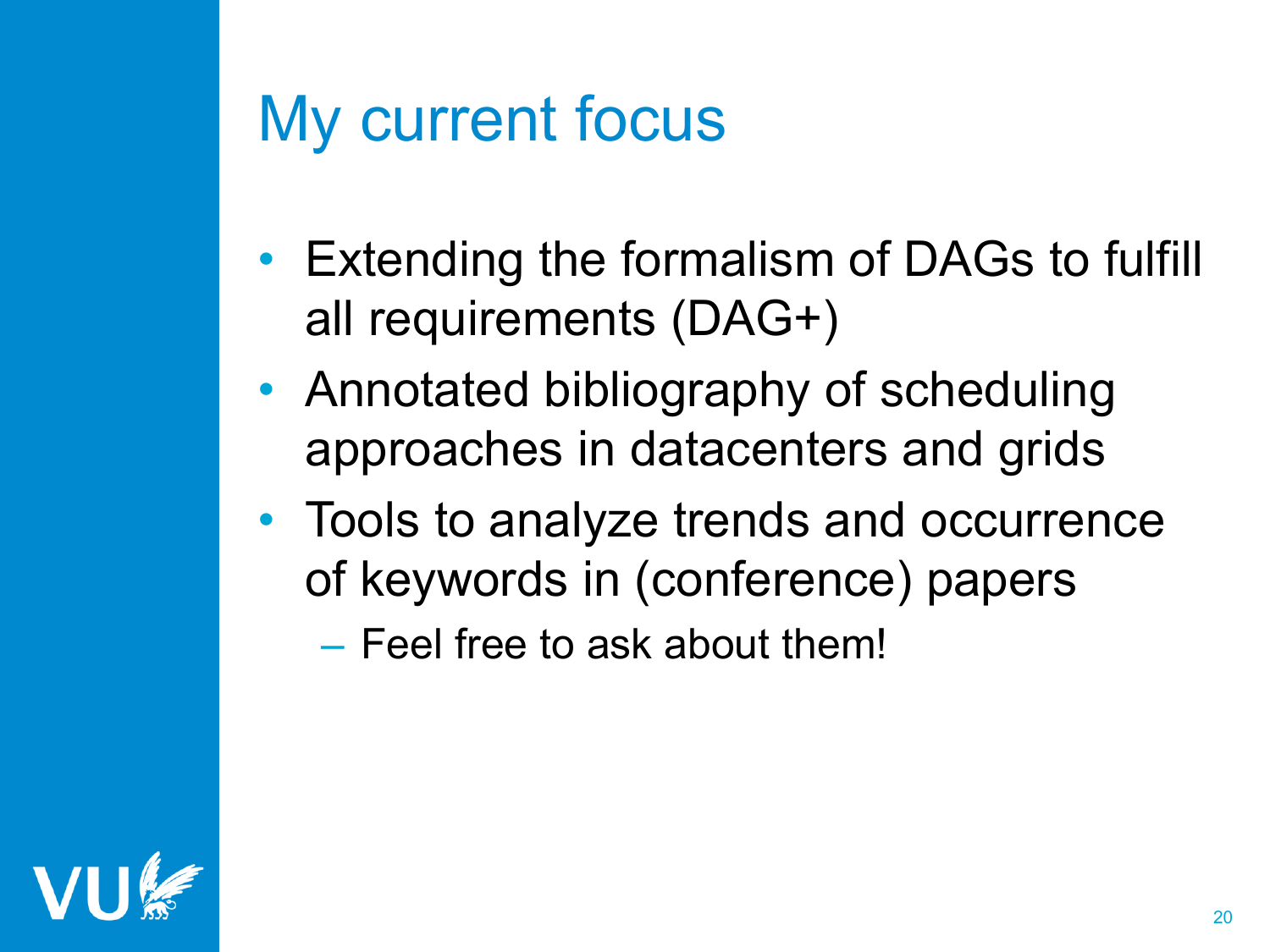# My current focus

- Extending the formalism of DAGs to fulfill all requirements (DAG+)
- Annotated bibliography of scheduling approaches in datacenters and grids
- Tools to analyze trends and occurrence of keywords in (conference) papers
  - Feel free to ask about them!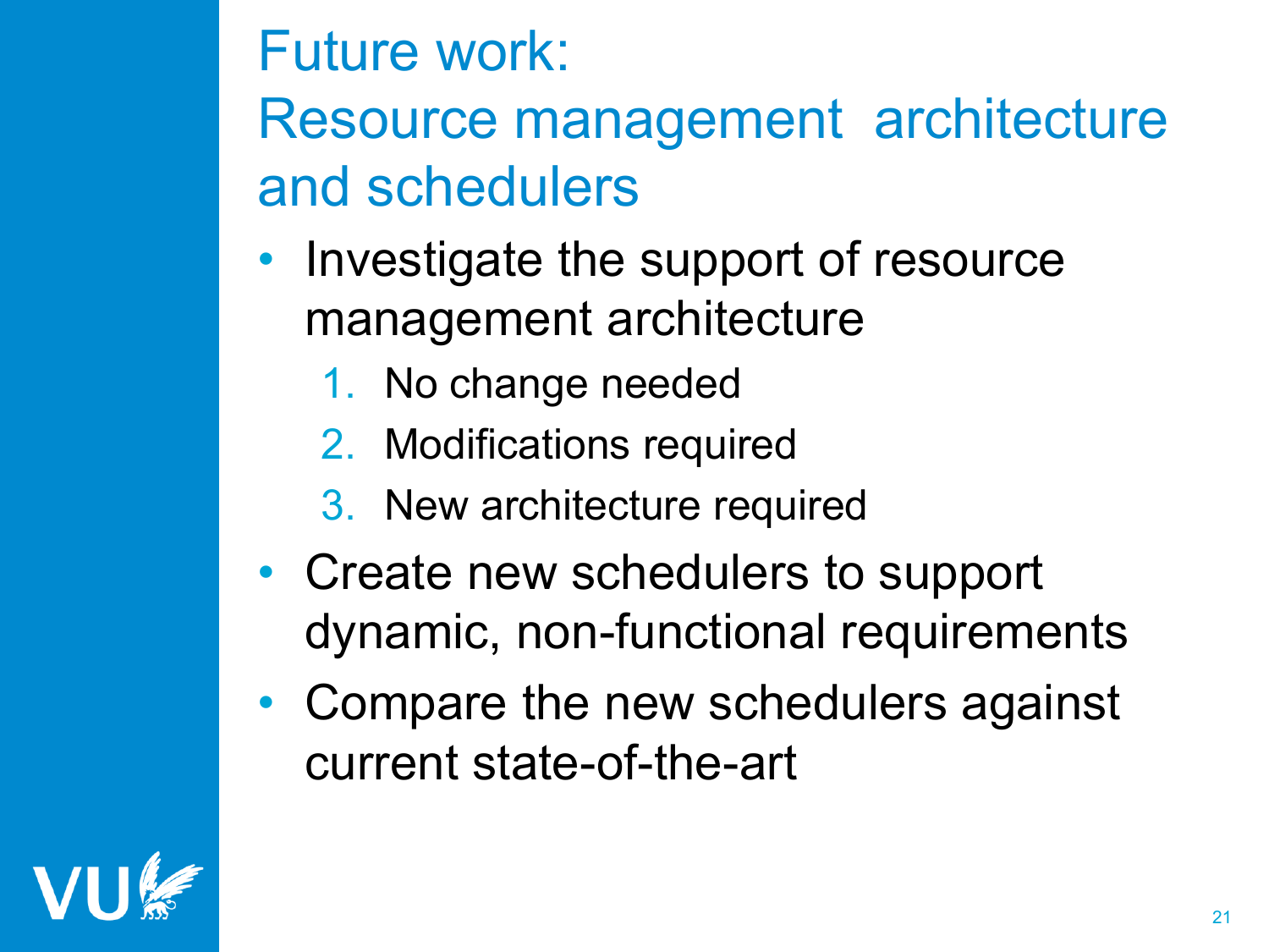# Future work: Resource management architecture and schedulers

- Investigate the support of resource management architecture
  1. No change needed
  2. Modifications required
  3. New architecture required
- Create new schedulers to support dynamic, non-functional requirements
- Compare the new schedulers against current state-of-the-art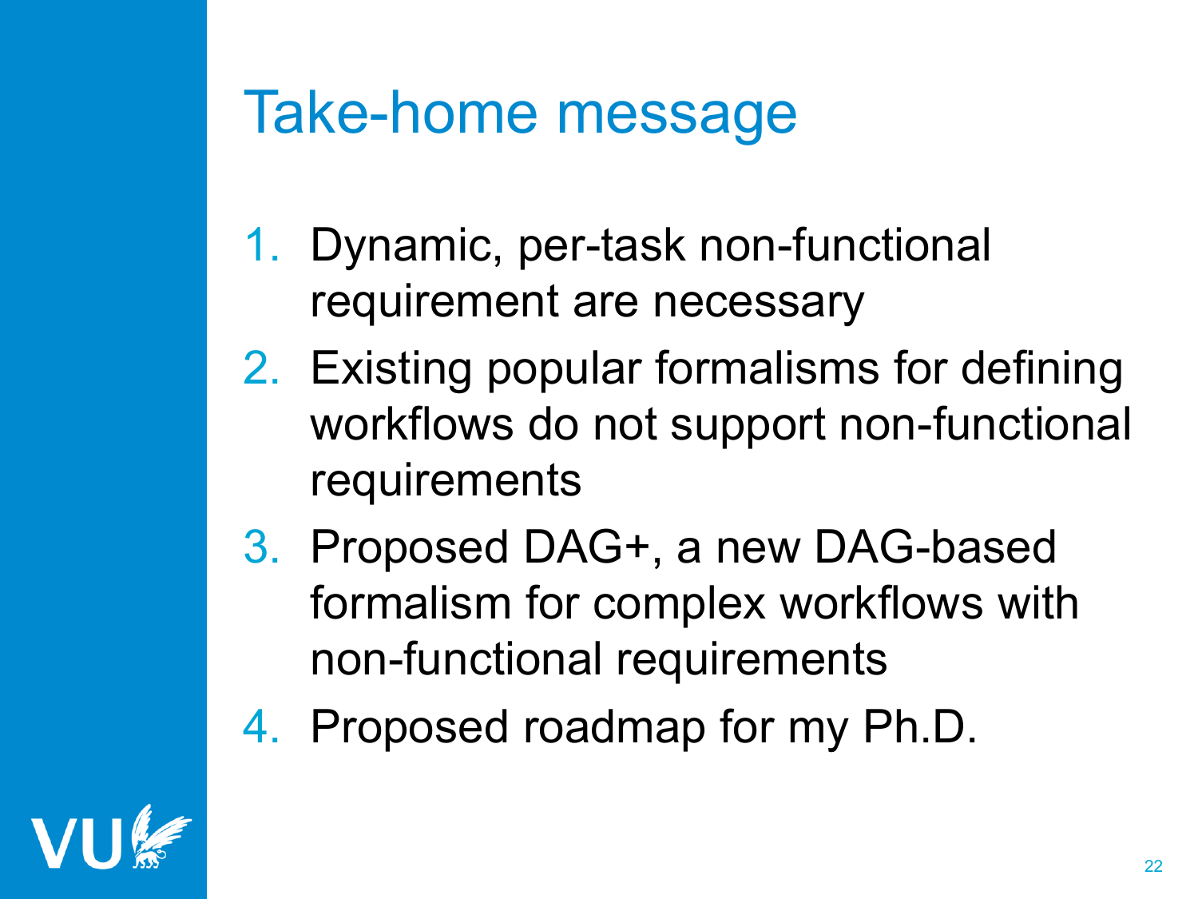# Take-home message

1. Dynamic, per-task non-functional requirement are necessary
2. Existing popular formalisms for defining workflows do not support non-functional requirements
3. Proposed DAG+, a new DAG-based formalism for complex workflows with non-functional requirements
4. Proposed roadmap for my Ph.D.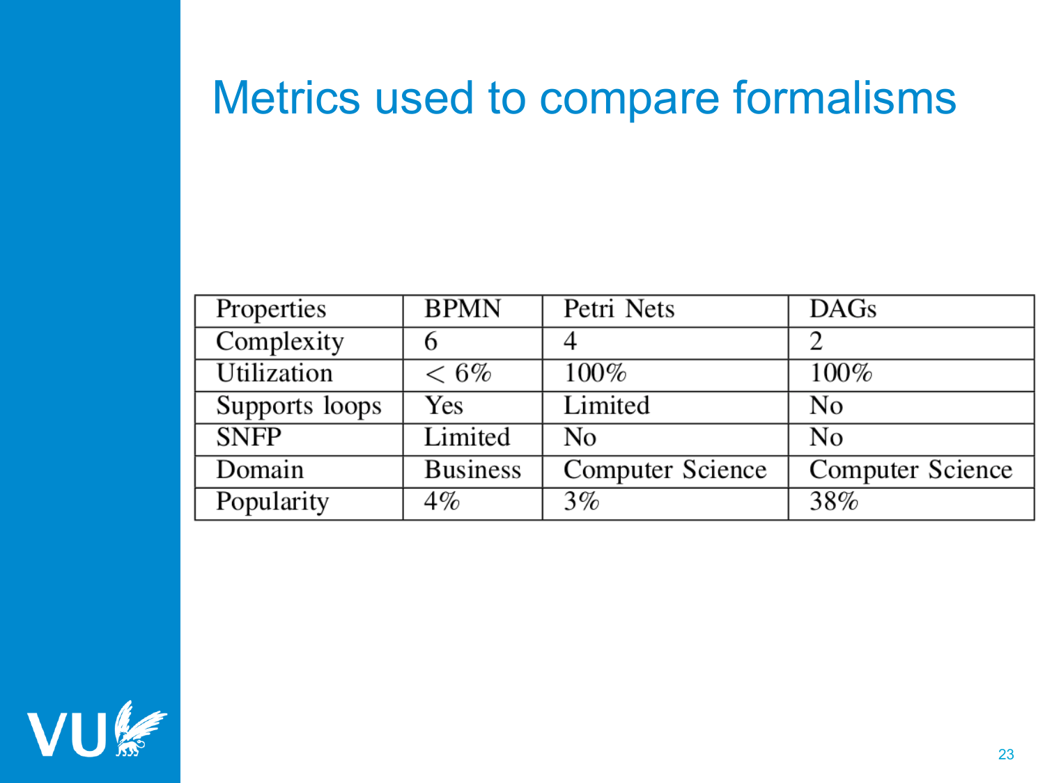# Metrics used to compare formalisms

| Properties | BPMN | Petri Nets | DAGs |
|---|---|---|---|
| Complexity | 6 | 4 | 2 |
| Utilization | $< 6\%$ | 100% | 100% |
| Supports loops | Yes | Limited | No |
| SNFP | Limited | No | No |
| Domain | Business | Computer Science | Computer Science |
| Popularity | 4% | 3% | 38% |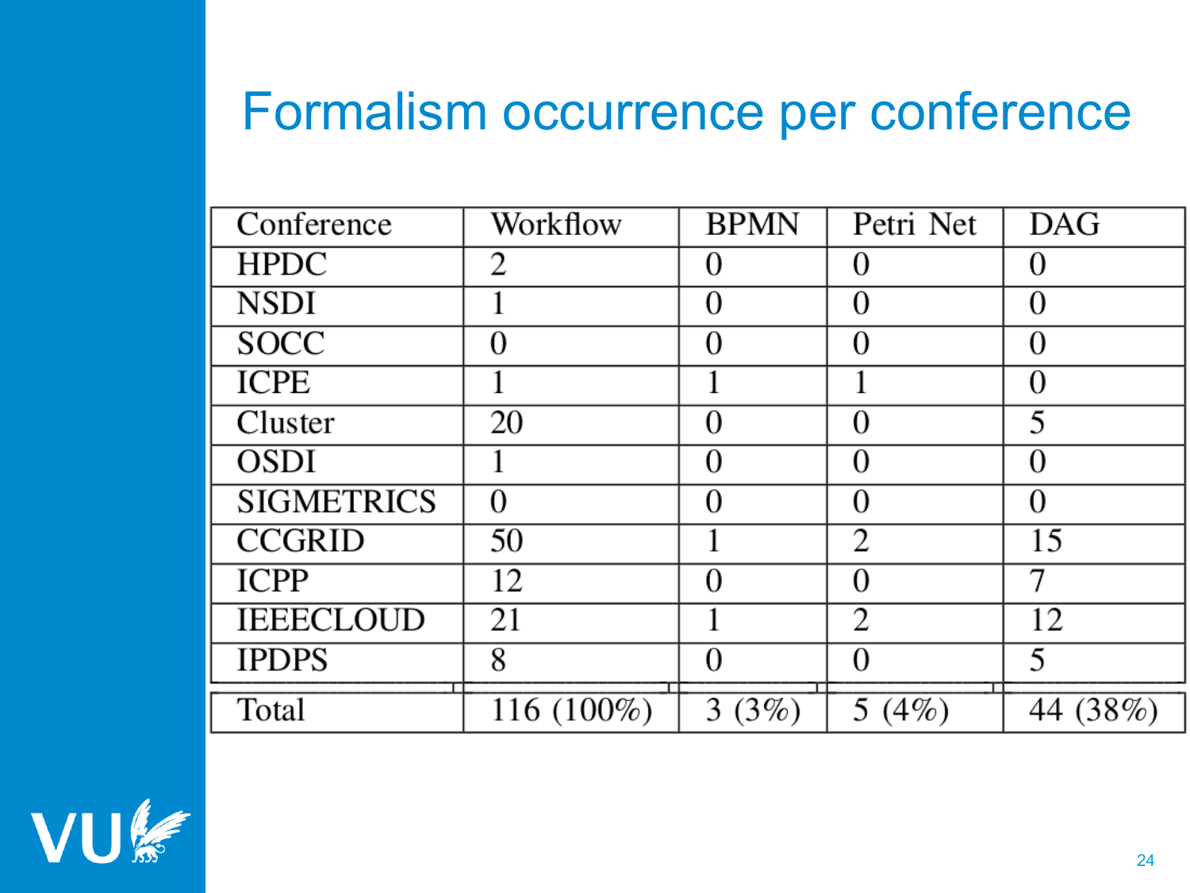# Formalism occurrence per conference

| Conference | Workflow | BPMN | Petri Net | DAG |
|---|---|---|---|---|
| HPDC | 2 | 0 | 0 | 0 |
| NSDI | 1 | 0 | 0 | 0 |
| SOCC | 0 | 0 | 0 | 0 |
| ICPE | 1 | 1 | 1 | 0 |
| Cluster | 20 | 0 | 0 | 5 |
| OSDI | 1 | 0 | 0 | 0 |
| SIGMETRICS | 0 | 0 | 0 | 0 |
| CCGRID | 50 | 1 | 2 | 15 |
| ICPP | 12 | 0 | 0 | 7 |
| IEEECLOUD | 21 | 1 | 2 | 12 |
| IPDPS | 8 | 0 | 0 | 5 |
| Total | 116 (100%) | 3 (3%) | 5 (4%) | 44 (38%) |